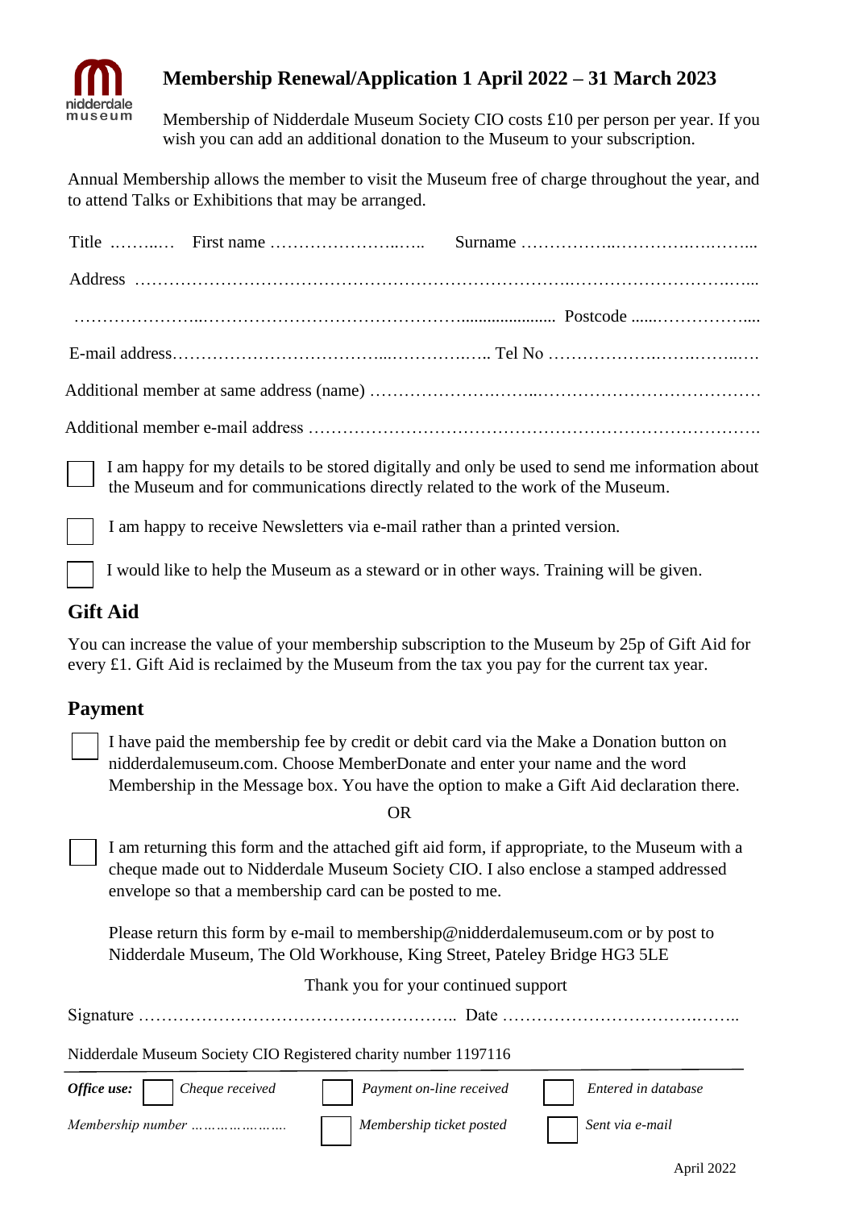# Membership Renewal/Application 1 April 2022 – 31 March 2023

Membership of Nidderdale Museum Society CIO costs £10 per person per year. If you wish you can add an additional donation to the Museum to your subscription.

Annual Membership allows the member to visit the Museum free of charge throughout the year, and to attend Talks or Exhibitions that may be arranged.

Title ………… First name ………………………… Surname ……………………………………………

Address ………………………………………………………………………………………………………

……………………………………………………………………………… Postcode ……………………

E-mail address……………………………………………………… Tel No …………………………………

Additional member at same address (name) ……………………………………………………………………

Additional member e-mail address ………………………………………………………………………………

☐ I am happy for my details to be stored digitally and only be used to send me information about the Museum and for communications directly related to the work of the Museum.

☐ I am happy to receive Newsletters via e-mail rather than a printed version.

☐ I would like to help the Museum as a steward or in other ways. Training will be given.

## Gift Aid

You can increase the value of your membership subscription to the Museum by 25p of Gift Aid for every £1. Gift Aid is reclaimed by the Museum from the tax you pay for the current tax year.

## Payment

☐ I have paid the membership fee by credit or debit card via the Make a Donation button on nidderdalemuseum.com. Choose MemberDonate and enter your name and the word Membership in the Message box. You have the option to make a Gift Aid declaration there.

OR

☐ I am returning this form and the attached gift aid form, if appropriate, to the Museum with a cheque made out to Nidderdale Museum Society CIO. I also enclose a stamped addressed envelope so that a membership card can be posted to me.

Please return this form by e-mail to membership@nidderdalemuseum.com or by post to Nidderdale Museum, The Old Workhouse, King Street, Pateley Bridge HG3 5LE

Thank you for your continued support

Signature …………………………………………………… Date ……………………………………

Nidderdale Museum Society CIO Registered charity number 1197116

***Office use:*** ☐ *Cheque received* ☐ *Payment on-line received* ☐ *Entered in database*

*Membership number …………………* ☐ *Membership ticket posted* ☐ *Sent via e-mail*

April 2022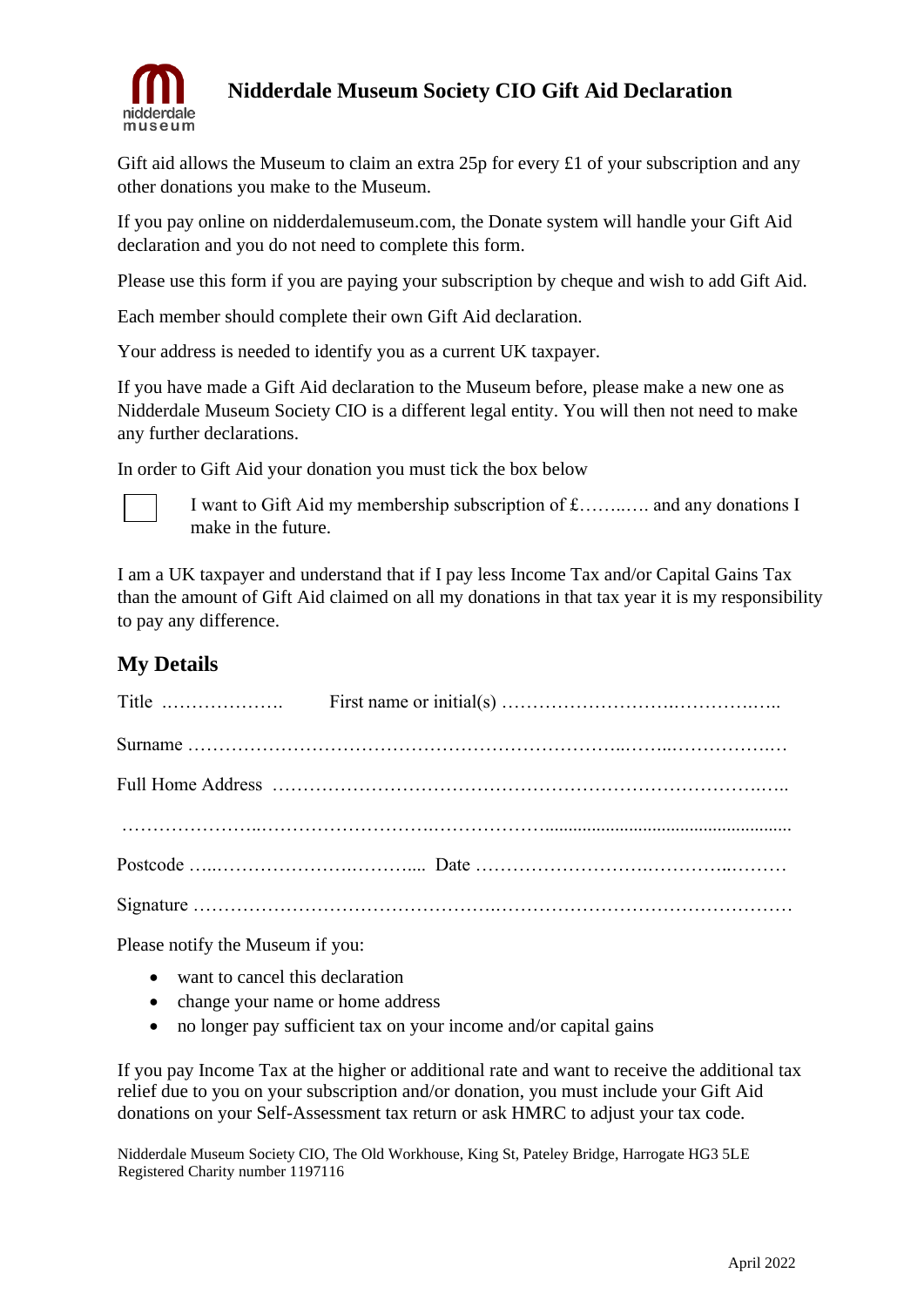# Nidderdale Museum Society CIO Gift Aid Declaration

Gift aid allows the Museum to claim an extra 25p for every £1 of your subscription and any other donations you make to the Museum.

If you pay online on nidderdalemuseum.com, the Donate system will handle your Gift Aid declaration and you do not need to complete this form.

Please use this form if you are paying your subscription by cheque and wish to add Gift Aid.

Each member should complete their own Gift Aid declaration.

Your address is needed to identify you as a current UK taxpayer.

If you have made a Gift Aid declaration to the Museum before, please make a new one as Nidderdale Museum Society CIO is a different legal entity. You will then not need to make any further declarations.

In order to Gift Aid your donation you must tick the box below

☐ I want to Gift Aid my membership subscription of £……..…. and any donations I make in the future.

I am a UK taxpayer and understand that if I pay less Income Tax and/or Capital Gains Tax than the amount of Gift Aid claimed on all my donations in that tax year it is my responsibility to pay any difference.

## My Details

Title ………………. First name or initial(s) ………………………….……….…..

Surname ……………………………………………………………...……..……………..…

Full Home Address ……………………………………………………………………….…..

…………………..………………………….………………...................................................

Postcode …..…………………….……….... Date ……………………….…………..………

Signature ………………………………………..…………………………………………

Please notify the Museum if you:

- want to cancel this declaration
- change your name or home address
- no longer pay sufficient tax on your income and/or capital gains

If you pay Income Tax at the higher or additional rate and want to receive the additional tax relief due to you on your subscription and/or donation, you must include your Gift Aid donations on your Self-Assessment tax return or ask HMRC to adjust your tax code.

Nidderdale Museum Society CIO, The Old Workhouse, King St, Pateley Bridge, Harrogate HG3 5LE
Registered Charity number 1197116

April 2022